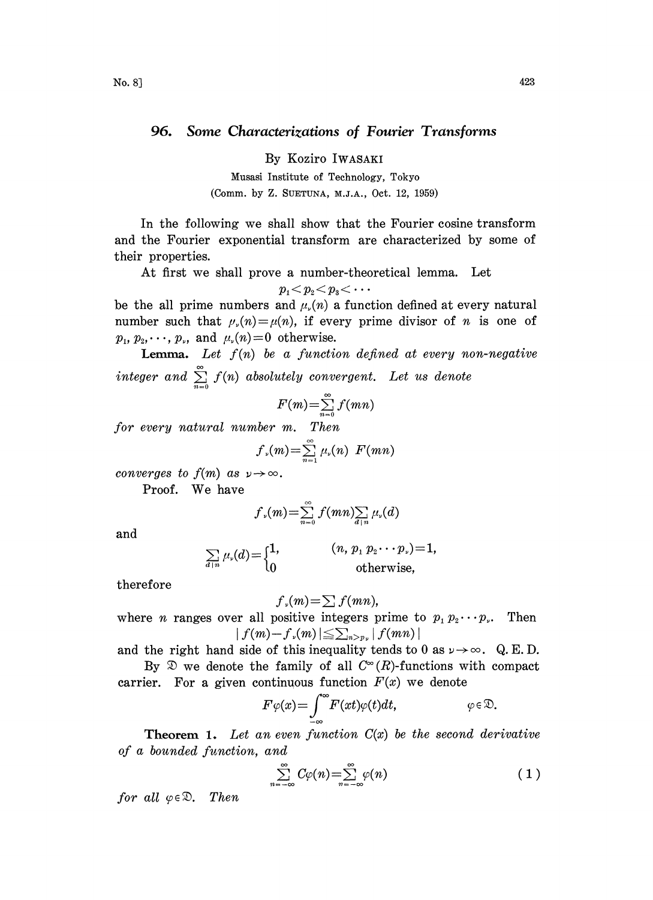# 96. *Some Characterizations of Fourier Transforms*

By Koziro IWASAKI

Musasi Institute of Technology, Tokyo

(Comm. by Z. SUETUNA, M.J.A., Oct. 12, 1959)

In the following we shall show that the Fourier cosine transform and the Fourier exponential transform are characterized by some of their properties.

At first we shall prove a number-theoretical lemma. Let

$$p_1 < p_2 < p_3 < \cdots$$

be the all prime numbers and $\mu_\nu(n)$ a function defined at every natural number such that $\mu_\nu(n) = \mu(n)$, if every prime divisor of $n$ is one of $p_1, p_2, \cdots, p_\nu$, and $\mu_\nu(n) = 0$ otherwise.

**Lemma.** *Let $f(n)$ be a function defined at every non-negative integer and $\sum_{n=0}^{\infty} f(n)$ absolutely convergent. Let us denote*

$$F(m) = \sum_{n=0}^{\infty} f(mn)$$

*for every natural number $m$. Then*

$$f_\nu(m) = \sum_{n=1}^{\infty} \mu_\nu(n)\ F(mn)$$

*converges to $f(m)$ as $\nu \to \infty$.*

Proof. We have

$$f_\nu(m) = \sum_{n=0}^{\infty} f(mn) \sum_{d \mid n} \mu_\nu(d)$$

and

$$\sum_{d \mid n} \mu_\nu(d) = \begin{cases} 1, & (n, p_1 p_2 \cdots p_\nu) = 1, \\ 0 & \text{otherwise,} \end{cases}$$

therefore

$$f_\nu(m) = \sum f(mn),$$

where $n$ ranges over all positive integers prime to $p_1 p_2 \cdots p_\nu$. Then

$$|f(m) - f_\nu(m)| \leqq \sum_{n > p_\nu} |f(mn)|$$

and the right hand side of this inequality tends to 0 as $\nu \to \infty$. Q. E. D.

By $\mathfrak{D}$ we denote the family of all $C^\infty(R)$-functions with compact carrier. For a given continuous function $F(x)$ we denote

$$F\varphi(x) = \int_{-\infty}^{\infty} F(xt)\varphi(t)dt, \qquad \varphi \in \mathfrak{D}.$$

**Theorem 1.** *Let an even function $C(x)$ be the second derivative of a bounded function, and*

$$\sum_{n=-\infty}^{\infty} C\varphi(n) = \sum_{n=-\infty}^{\infty} \varphi(n) \tag{1}$$

*for all $\varphi \in \mathfrak{D}$. Then*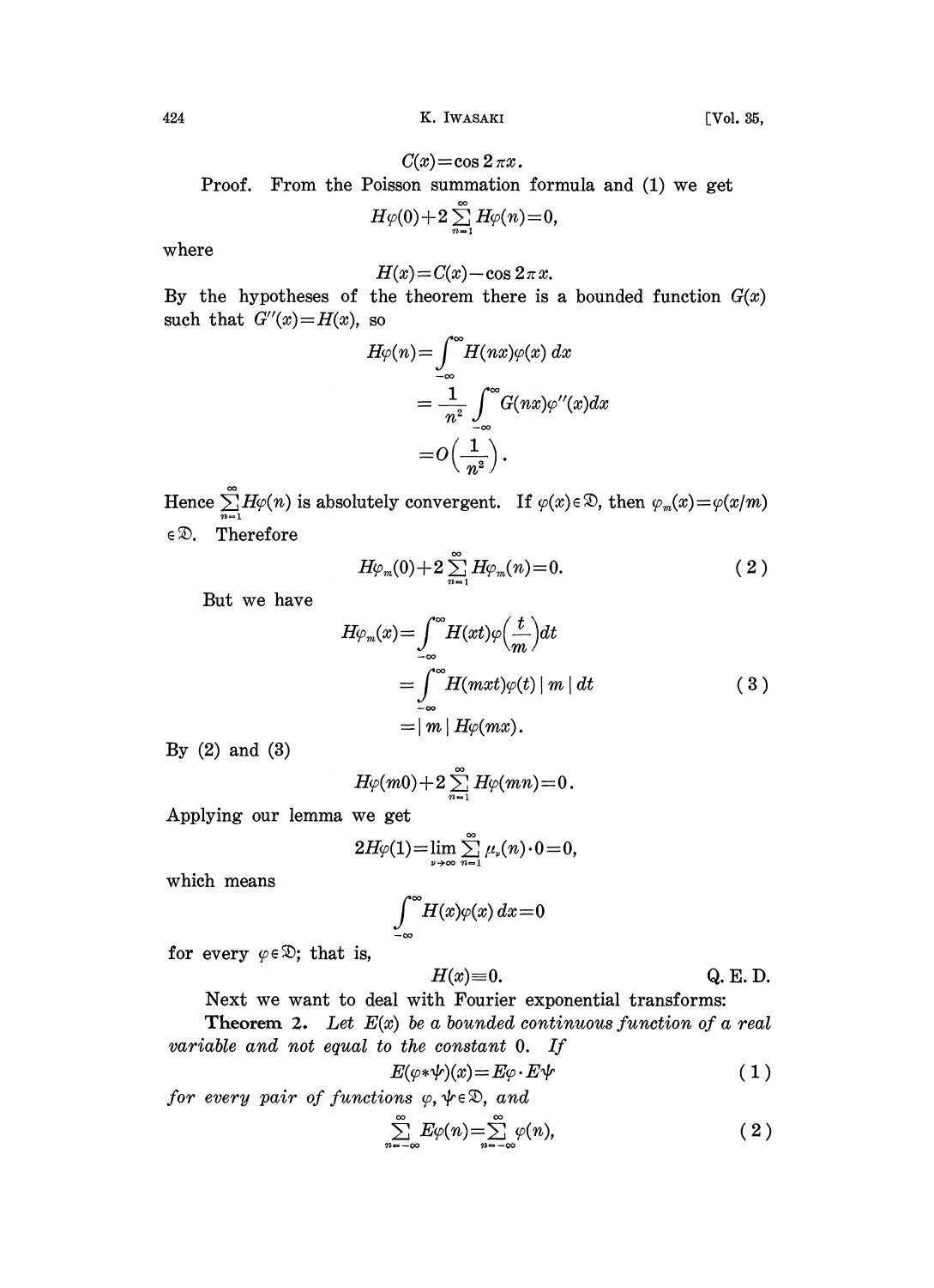$$C(x)=\cos 2\pi x.$$

Proof. From the Poisson summation formula and (1) we get

$$H\varphi(0)+2\sum_{n=1}^{\infty}H\varphi(n)=0,$$

where

$$H(x)=C(x)-\cos 2\pi x.$$

By the hypotheses of the theorem there is a bounded function $G(x)$ such that $G''(x)=H(x)$, so

$$\begin{aligned}
H\varphi(n)&=\int_{-\infty}^{\infty}H(nx)\varphi(x)\,dx\\
&=\frac{1}{n^2}\int_{-\infty}^{\infty}G(nx)\varphi''(x)dx\\
&=O\left(\frac{1}{n^2}\right).
\end{aligned}$$

Hence $\sum_{n=1}^{\infty}H\varphi(n)$ is absolutely convergent. If $\varphi(x)\in\mathfrak{D}$, then $\varphi_m(x)=\varphi(x/m)\in\mathfrak{D}$. Therefore

$$H\varphi_m(0)+2\sum_{n=1}^{\infty}H\varphi_m(n)=0. \tag{2}$$

But we have

$$\begin{aligned}
H\varphi_m(x)&=\int_{-\infty}^{\infty}H(xt)\varphi\left(\frac{t}{m}\right)dt\\
&=\int_{-\infty}^{\infty}H(mxt)\varphi(t)\,|\,m\,|\,dt\\
&=|\,m\,|\,H\varphi(mx).
\end{aligned} \tag{3}$$

By (2) and (3)

$$H\varphi(m0)+2\sum_{n=1}^{\infty}H\varphi(mn)=0.$$

Applying our lemma we get

$$2H\varphi(1)=\lim_{\nu\to\infty}\sum_{n=1}^{\infty}\mu_\nu(n)\cdot 0=0,$$

which means

$$\int_{-\infty}^{\infty}H(x)\varphi(x)\,dx=0$$

for every $\varphi\in\mathfrak{D}$; that is,

$$H(x)\equiv 0. \qquad \text{Q. E. D.}$$

Next we want to deal with Fourier exponential transforms:

**Theorem 2.** *Let $E(x)$ be a bounded continuous function of a real variable and not equal to the constant* 0. *If*

$$E(\varphi*\psi)(x)=E\varphi\cdot E\psi \tag{1}$$

*for every pair of functions $\varphi,\psi\in\mathfrak{D}$, and*

$$\sum_{n=-\infty}^{\infty}E\varphi(n)=\sum_{n=-\infty}^{\infty}\varphi(n), \tag{2}$$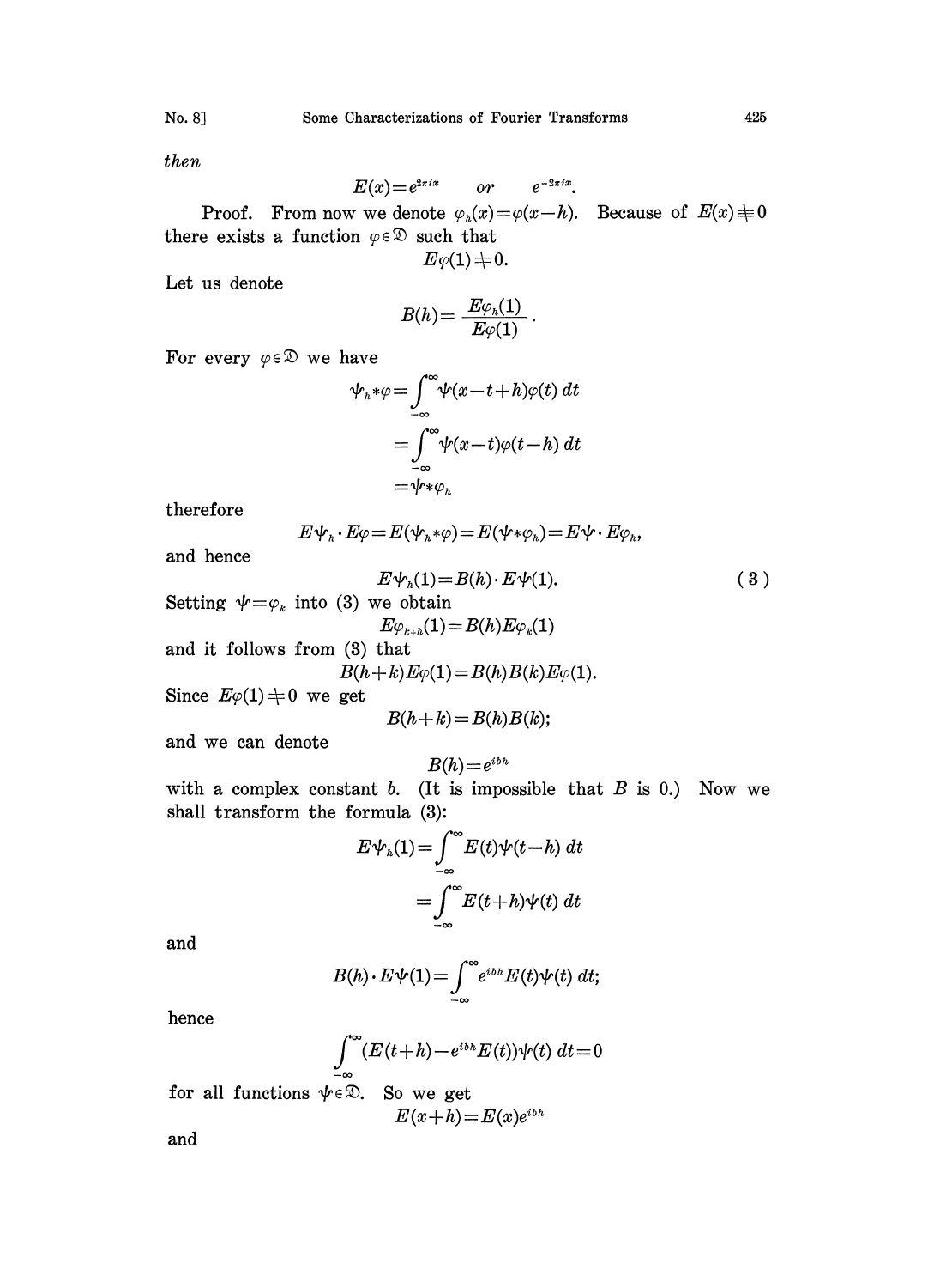*then*

$$E(x)=e^{2\pi ix} \qquad or \qquad e^{-2\pi ix}.$$

Proof. From now we denote $\varphi_h(x)=\varphi(x-h)$. Because of $E(x)\not\equiv 0$ there exists a function $\varphi\in\mathfrak{D}$ such that

$$E\varphi(1)\neq 0.$$

Let us denote

$$B(h)=\frac{E\varphi_h(1)}{E\varphi(1)}.$$

For every $\varphi\in\mathfrak{D}$ we have

$$\begin{aligned}\psi_h*\varphi&=\int_{-\infty}^{\infty}\psi(x-t+h)\varphi(t)\,dt\\&=\int_{-\infty}^{\infty}\psi(x-t)\varphi(t-h)\,dt\\&=\psi*\varphi_h\end{aligned}$$

therefore

$$E\psi_h\cdot E\varphi=E(\psi_h*\varphi)=E(\psi*\varphi_h)=E\psi\cdot E\varphi_h,$$

and hence

$$E\psi_h(1)=B(h)\cdot E\psi(1). \tag{3}$$

Setting $\psi=\varphi_k$ into (3) we obtain

$$E\varphi_{k+h}(1)=B(h)E\varphi_k(1)$$

and it follows from (3) that

$$B(h+k)E\varphi(1)=B(h)B(k)E\varphi(1).$$

Since $E\varphi(1)\neq 0$ we get

$$B(h+k)=B(h)B(k);$$

and we can denote

$$B(h)=e^{ibh}$$

with a complex constant $b$. (It is impossible that $B$ is 0.) Now we shall transform the formula (3):

$$\begin{aligned}E\psi_h(1)&=\int_{-\infty}^{\infty}E(t)\psi(t-h)\,dt\\&=\int_{-\infty}^{\infty}E(t+h)\psi(t)\,dt\end{aligned}$$

and

$$B(h)\cdot E\psi(1)=\int_{-\infty}^{\infty}e^{ibh}E(t)\psi(t)\,dt;$$

hence

$$\int_{-\infty}^{\infty}(E(t+h)-e^{ibh}E(t))\psi(t)\,dt=0$$

for all functions $\psi\in\mathfrak{D}$. So we get

$$E(x+h)=E(x)e^{ibh}$$

and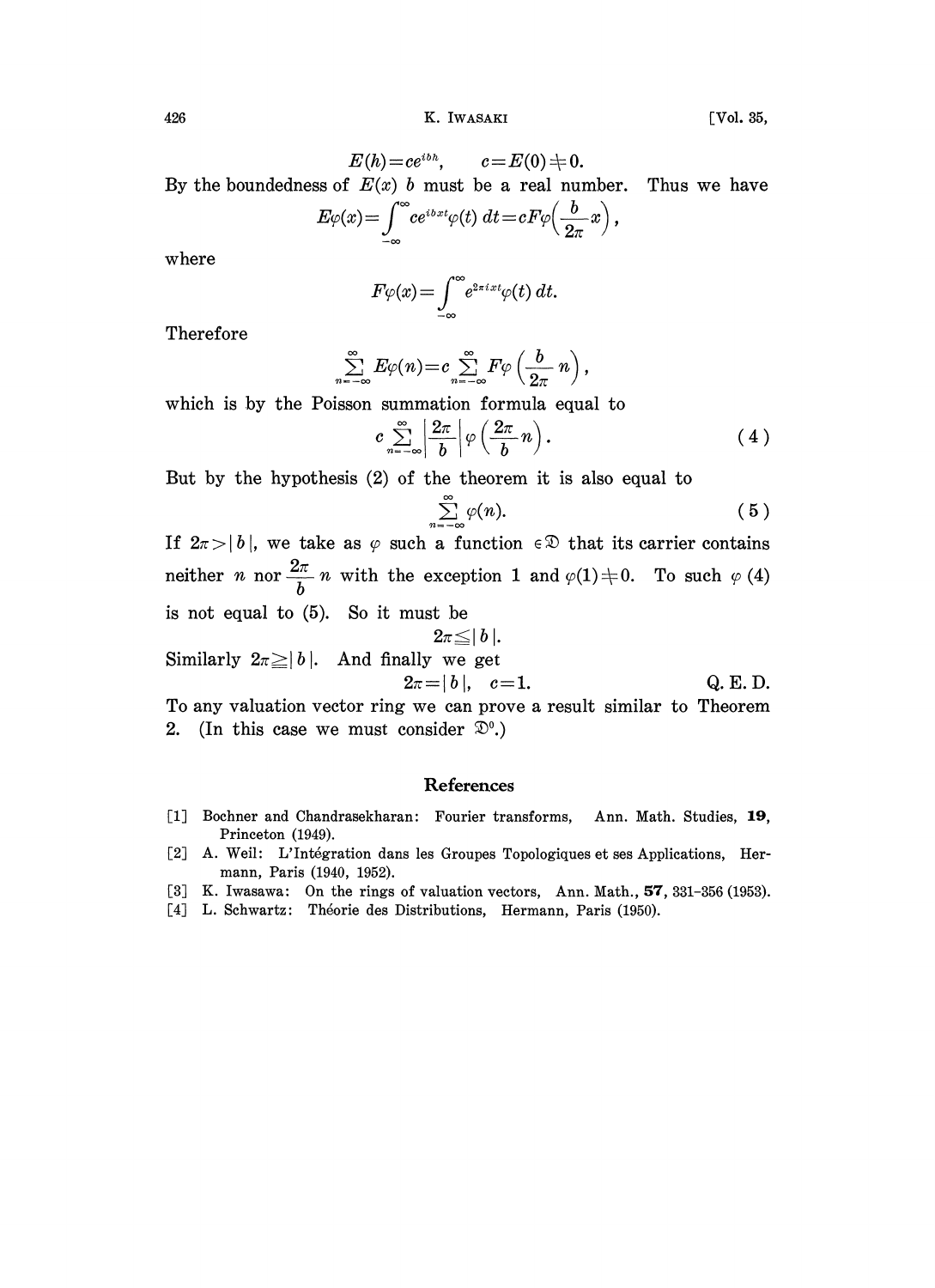$$E(h)=ce^{ibh}, \qquad c=E(0)\neq 0.$$

By the boundedness of $E(x)$ $b$ must be a real number. Thus we have

$$E\varphi(x)=\int_{-\infty}^{\infty} ce^{ibxt}\varphi(t)\,dt=cF\varphi\Big(\frac{b}{2\pi}x\Big),$$

where

$$F\varphi(x)=\int_{-\infty}^{\infty} e^{2\pi ixt}\varphi(t)\,dt.$$

Therefore

$$\sum_{n=-\infty}^{\infty} E\varphi(n)=c\sum_{n=-\infty}^{\infty} F\varphi\left(\frac{b}{2\pi}n\right),$$

which is by the Poisson summation formula equal to

$$c\sum_{n=-\infty}^{\infty}\left|\frac{2\pi}{b}\right|\varphi\left(\frac{2\pi}{b}n\right). \tag{4}$$

But by the hypothesis (2) of the theorem it is also equal to

$$\sum_{n=-\infty}^{\infty}\varphi(n). \tag{5}$$

If $2\pi>|b|$, we take as $\varphi$ such a function $\in\mathfrak{D}$ that its carrier contains neither $n$ nor $\frac{2\pi}{b}n$ with the exception 1 and $\varphi(1)\neq 0$. To such $\varphi$ (4) is not equal to (5). So it must be

$$2\pi\leqq|b|.$$

Similarly $2\pi\geqq|b|$. And finally we get

$$2\pi=|b|, \quad c=1. \qquad \text{Q. E. D.}$$

To any valuation vector ring we can prove a result similar to Theorem 2. (In this case we must consider $\mathfrak{D}^0$.)

## References

[1] Bochner and Chandrasekharan: Fourier transforms, Ann. Math. Studies, **19**, Princeton (1949).

[2] A. Weil: L'Intégration dans les Groupes Topologiques et ses Applications, Hermann, Paris (1940, 1952).

[3] K. Iwasawa: On the rings of valuation vectors, Ann. Math., **57**, 331–356 (1953).

[4] L. Schwartz: Théorie des Distributions, Hermann, Paris (1950).